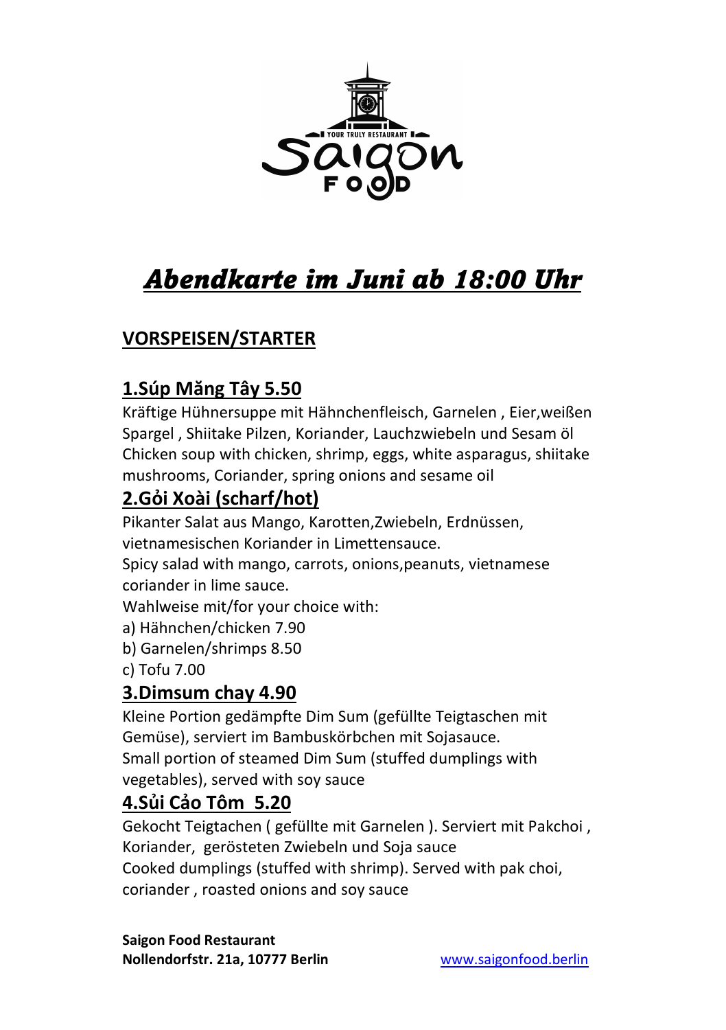# *Abendkarte im Juni ab 18:00 Uhr*

## VORSPEISEN/STARTER

### 1.Súp Măng Tây 5.50

Kräftige Hühnersuppe mit Hähnchenfleisch, Garnelen , Eier,weißen Spargel , Shiitake Pilzen, Koriander, Lauchzwiebeln und Sesam öl
Chicken soup with chicken, shrimp, eggs, white asparagus, shiitake mushrooms, Coriander, spring onions and sesame oil

### 2.Gỏi Xoài (scharf/hot)

Pikanter Salat aus Mango, Karotten,Zwiebeln, Erdnüssen, vietnamesischen Koriander in Limettensauce.
Spicy salad with mango, carrots, onions,peanuts, vietnamese coriander in lime sauce.
Wahlweise mit/for your choice with:
a) Hähnchen/chicken 7.90
b) Garnelen/shrimps 8.50
c) Tofu 7.00

### 3.Dimsum chay 4.90

Kleine Portion gedämpfte Dim Sum (gefüllte Teigtaschen mit Gemüse), serviert im Bambuskörbchen mit Sojasauce.
Small portion of steamed Dim Sum (stuffed dumplings with vegetables), served with soy sauce

### 4.Sủi Cảo Tôm 5.20

Gekocht Teigtachen ( gefüllte mit Garnelen ). Serviert mit Pakchoi , Koriander, gerösteten Zwiebeln und Soja sauce
Cooked dumplings (stuffed with shrimp). Served with pak choi, coriander , roasted onions and soy sauce

**Saigon Food Restaurant**
**Nollendorfstr. 21a, 10777 Berlin** www.saigonfood.berlin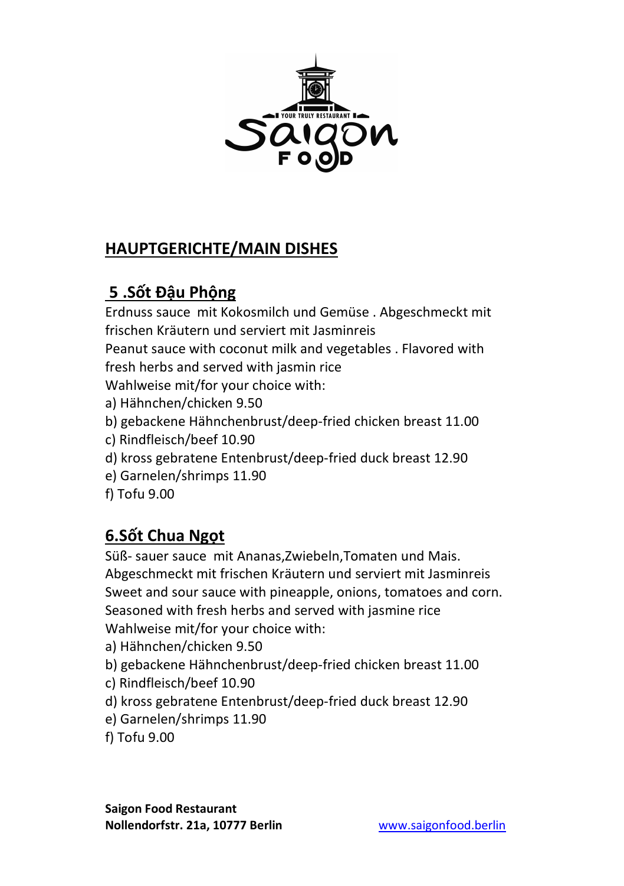## HAUPTGERICHTE/MAIN DISHES

### 5 .Sốt Đậu Phộng

Erdnuss sauce mit Kokosmilch und Gemüse . Abgeschmeckt mit frischen Kräutern und serviert mit Jasminreis
Peanut sauce with coconut milk and vegetables . Flavored with fresh herbs and served with jasmin rice
Wahlweise mit/for your choice with:

a) Hähnchen/chicken 9.50
b) gebackene Hähnchenbrust/deep-fried chicken breast 11.00
c) Rindfleisch/beef 10.90
d) kross gebratene Entenbrust/deep-fried duck breast 12.90
e) Garnelen/shrimps 11.90
f) Tofu 9.00

### 6.Sốt Chua Ngọt

Süß- sauer sauce mit Ananas,Zwiebeln,Tomaten und Mais. Abgeschmeckt mit frischen Kräutern und serviert mit Jasminreis
Sweet and sour sauce with pineapple, onions, tomatoes and corn. Seasoned with fresh herbs and served with jasmine rice
Wahlweise mit/for your choice with:

a) Hähnchen/chicken 9.50
b) gebackene Hähnchenbrust/deep-fried chicken breast 11.00
c) Rindfleisch/beef 10.90
d) kross gebratene Entenbrust/deep-fried duck breast 12.90
e) Garnelen/shrimps 11.90
f) Tofu 9.00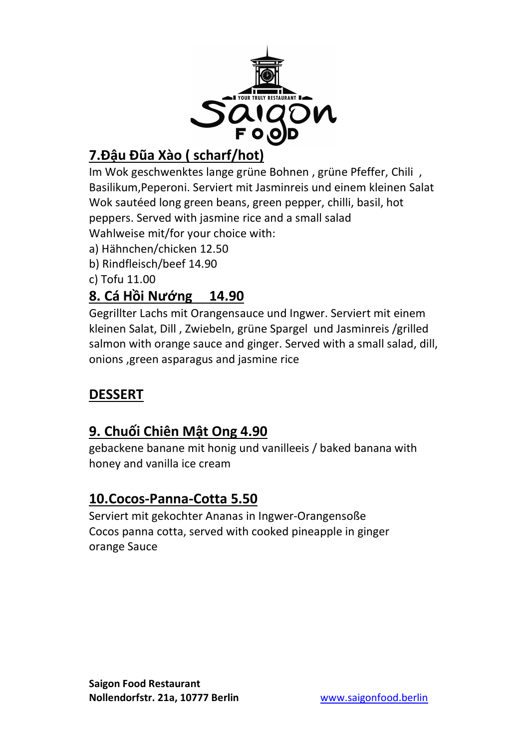## 7.Đậu Đũa Xào ( scharf/hot)

Im Wok geschwenktes lange grüne Bohnen , grüne Pfeffer, Chili , Basilikum,Peperoni. Serviert mit Jasminreis und einem kleinen Salat
Wok sautéed long green beans, green pepper, chilli, basil, hot peppers. Served with jasmine rice and a small salad
Wahlweise mit/for your choice with:

a) Hähnchen/chicken 12.50
b) Rindfleisch/beef 14.90
c) Tofu 11.00

## 8. Cá Hồi Nướng 14.90

Gegrillter Lachs mit Orangensauce und Ingwer. Serviert mit einem kleinen Salat, Dill , Zwiebeln, grüne Spargel und Jasminreis /grilled salmon with orange sauce and ginger. Served with a small salad, dill, onions ,green asparagus and jasmine rice

## DESSERT

## 9. Chuối Chiên Mật Ong 4.90

gebackene banane mit honig und vanilleeis / baked banana with honey and vanilla ice cream

## 10.Cocos-Panna-Cotta 5.50

Serviert mit gekochter Ananas in Ingwer-Orangensoße
Cocos panna cotta, served with cooked pineapple in ginger orange Sauce

**Saigon Food Restaurant**
**Nollendorfstr. 21a, 10777 Berlin** www.saigonfood.berlin